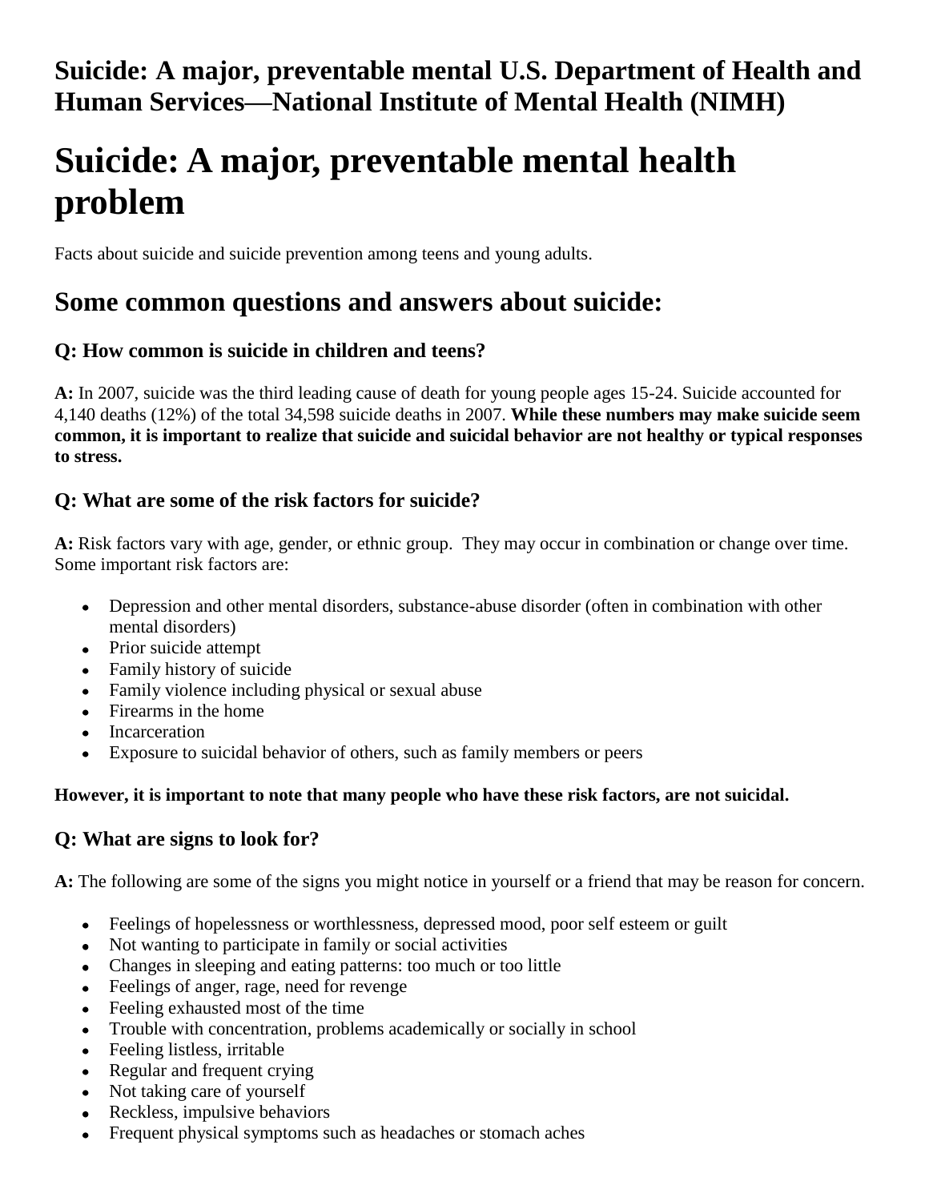**Suicide: A major, preventable mental U.S. Department of Health and Human Services—National Institute of Mental Health (NIMH)**

# Suicide: A major, preventable mental health problem

Facts about suicide and suicide prevention among teens and young adults.

## Some common questions and answers about suicide:

### Q: How common is suicide in children and teens?

**A:** In 2007, suicide was the third leading cause of death for young people ages 15-24. Suicide accounted for 4,140 deaths (12%) of the total 34,598 suicide deaths in 2007. **While these numbers may make suicide seem common, it is important to realize that suicide and suicidal behavior are not healthy or typical responses to stress.**

### Q: What are some of the risk factors for suicide?

**A:** Risk factors vary with age, gender, or ethnic group. They may occur in combination or change over time. Some important risk factors are:

- Depression and other mental disorders, substance-abuse disorder (often in combination with other mental disorders)
- Prior suicide attempt
- Family history of suicide
- Family violence including physical or sexual abuse
- Firearms in the home
- Incarceration
- Exposure to suicidal behavior of others, such as family members or peers

**However, it is important to note that many people who have these risk factors, are not suicidal.**

### Q: What are signs to look for?

**A:** The following are some of the signs you might notice in yourself or a friend that may be reason for concern.

- Feelings of hopelessness or worthlessness, depressed mood, poor self esteem or guilt
- Not wanting to participate in family or social activities
- Changes in sleeping and eating patterns: too much or too little
- Feelings of anger, rage, need for revenge
- Feeling exhausted most of the time
- Trouble with concentration, problems academically or socially in school
- Feeling listless, irritable
- Regular and frequent crying
- Not taking care of yourself
- Reckless, impulsive behaviors
- Frequent physical symptoms such as headaches or stomach aches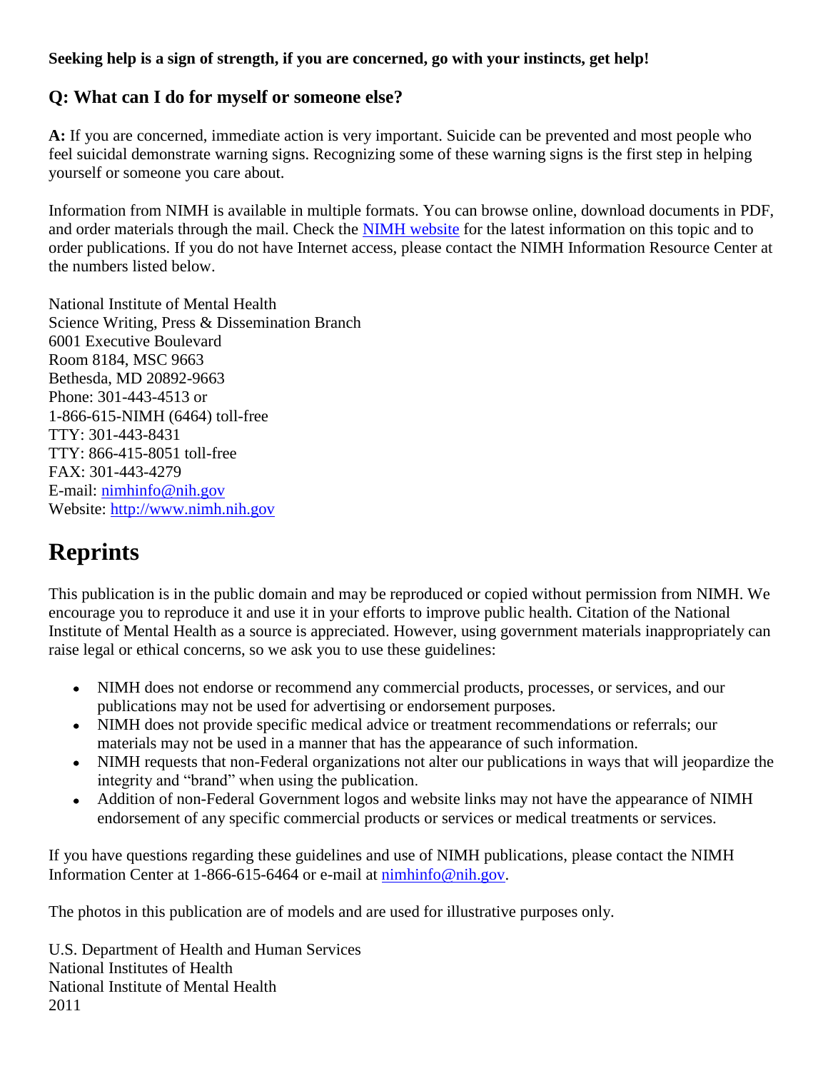**Seeking help is a sign of strength, if you are concerned, go with your instincts, get help!**

### Q: What can I do for myself or someone else?

**A:** If you are concerned, immediate action is very important. Suicide can be prevented and most people who feel suicidal demonstrate warning signs. Recognizing some of these warning signs is the first step in helping yourself or someone you care about.

Information from NIMH is available in multiple formats. You can browse online, download documents in PDF, and order materials through the mail. Check the [NIMH website](http://www.nimh.nih.gov) for the latest information on this topic and to order publications. If you do not have Internet access, please contact the NIMH Information Resource Center at the numbers listed below.

National Institute of Mental Health  
Science Writing, Press & Dissemination Branch  
6001 Executive Boulevard  
Room 8184, MSC 9663  
Bethesda, MD 20892-9663  
Phone: 301-443-4513 or  
1-866-615-NIMH (6464) toll-free  
TTY: 301-443-8431  
TTY: 866-415-8051 toll-free  
FAX: 301-443-4279  
E-mail: [nimhinfo@nih.gov](mailto:nimhinfo@nih.gov)  
Website: [http://www.nimh.nih.gov](http://www.nimh.nih.gov)

# Reprints

This publication is in the public domain and may be reproduced or copied without permission from NIMH. We encourage you to reproduce it and use it in your efforts to improve public health. Citation of the National Institute of Mental Health as a source is appreciated. However, using government materials inappropriately can raise legal or ethical concerns, so we ask you to use these guidelines:

- NIMH does not endorse or recommend any commercial products, processes, or services, and our publications may not be used for advertising or endorsement purposes.
- NIMH does not provide specific medical advice or treatment recommendations or referrals; our materials may not be used in a manner that has the appearance of such information.
- NIMH requests that non-Federal organizations not alter our publications in ways that will jeopardize the integrity and "brand" when using the publication.
- Addition of non-Federal Government logos and website links may not have the appearance of NIMH endorsement of any specific commercial products or services or medical treatments or services.

If you have questions regarding these guidelines and use of NIMH publications, please contact the NIMH Information Center at 1-866-615-6464 or e-mail at [nimhinfo@nih.gov](mailto:nimhinfo@nih.gov).

The photos in this publication are of models and are used for illustrative purposes only.

U.S. Department of Health and Human Services  
National Institutes of Health  
National Institute of Mental Health  
2011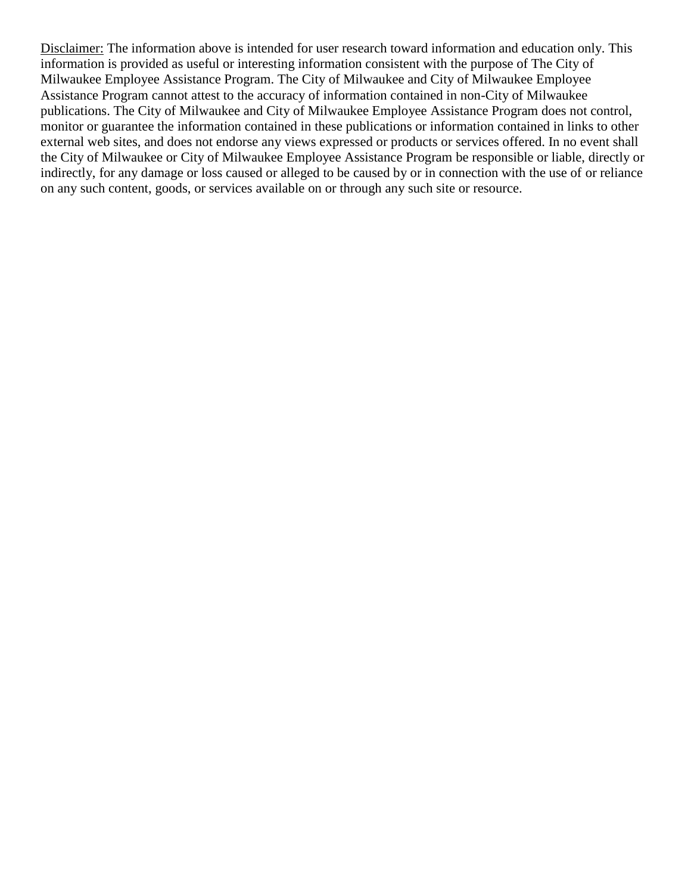<u>Disclaimer:</u> The information above is intended for user research toward information and education only. This information is provided as useful or interesting information consistent with the purpose of The City of Milwaukee Employee Assistance Program. The City of Milwaukee and City of Milwaukee Employee Assistance Program cannot attest to the accuracy of information contained in non-City of Milwaukee publications. The City of Milwaukee and City of Milwaukee Employee Assistance Program does not control, monitor or guarantee the information contained in these publications or information contained in links to other external web sites, and does not endorse any views expressed or products or services offered. In no event shall the City of Milwaukee or City of Milwaukee Employee Assistance Program be responsible or liable, directly or indirectly, for any damage or loss caused or alleged to be caused by or in connection with the use of or reliance on any such content, goods, or services available on or through any such site or resource.